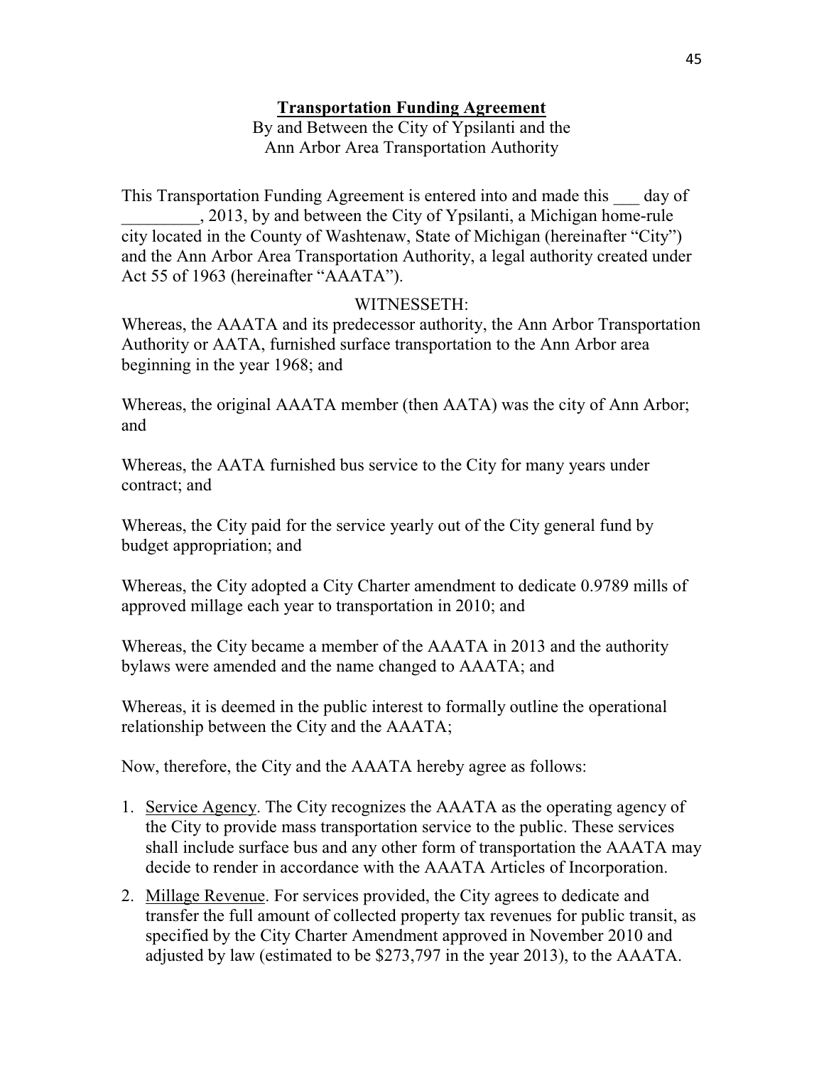# **Transportation Funding Agreement**

By and Between the City of Ypsilanti and the
Ann Arbor Area Transportation Authority

This Transportation Funding Agreement is entered into and made this ___ day of _________, 2013, by and between the City of Ypsilanti, a Michigan home-rule city located in the County of Washtenaw, State of Michigan (hereinafter "City") and the Ann Arbor Area Transportation Authority, a legal authority created under Act 55 of 1963 (hereinafter "AAATA").

WITNESSETH:

Whereas, the AAATA and its predecessor authority, the Ann Arbor Transportation Authority or AATA, furnished surface transportation to the Ann Arbor area beginning in the year 1968; and

Whereas, the original AAATA member (then AATA) was the city of Ann Arbor; and

Whereas, the AATA furnished bus service to the City for many years under contract; and

Whereas, the City paid for the service yearly out of the City general fund by budget appropriation; and

Whereas, the City adopted a City Charter amendment to dedicate 0.9789 mills of approved millage each year to transportation in 2010; and

Whereas, the City became a member of the AAATA in 2013 and the authority bylaws were amended and the name changed to AAATA; and

Whereas, it is deemed in the public interest to formally outline the operational relationship between the City and the AAATA;

Now, therefore, the City and the AAATA hereby agree as follows:

1. <u>Service Agency</u>. The City recognizes the AAATA as the operating agency of the City to provide mass transportation service to the public. These services shall include surface bus and any other form of transportation the AAATA may decide to render in accordance with the AAATA Articles of Incorporation.
2. <u>Millage Revenue</u>. For services provided, the City agrees to dedicate and transfer the full amount of collected property tax revenues for public transit, as specified by the City Charter Amendment approved in November 2010 and adjusted by law (estimated to be $273,797 in the year 2013), to the AAATA.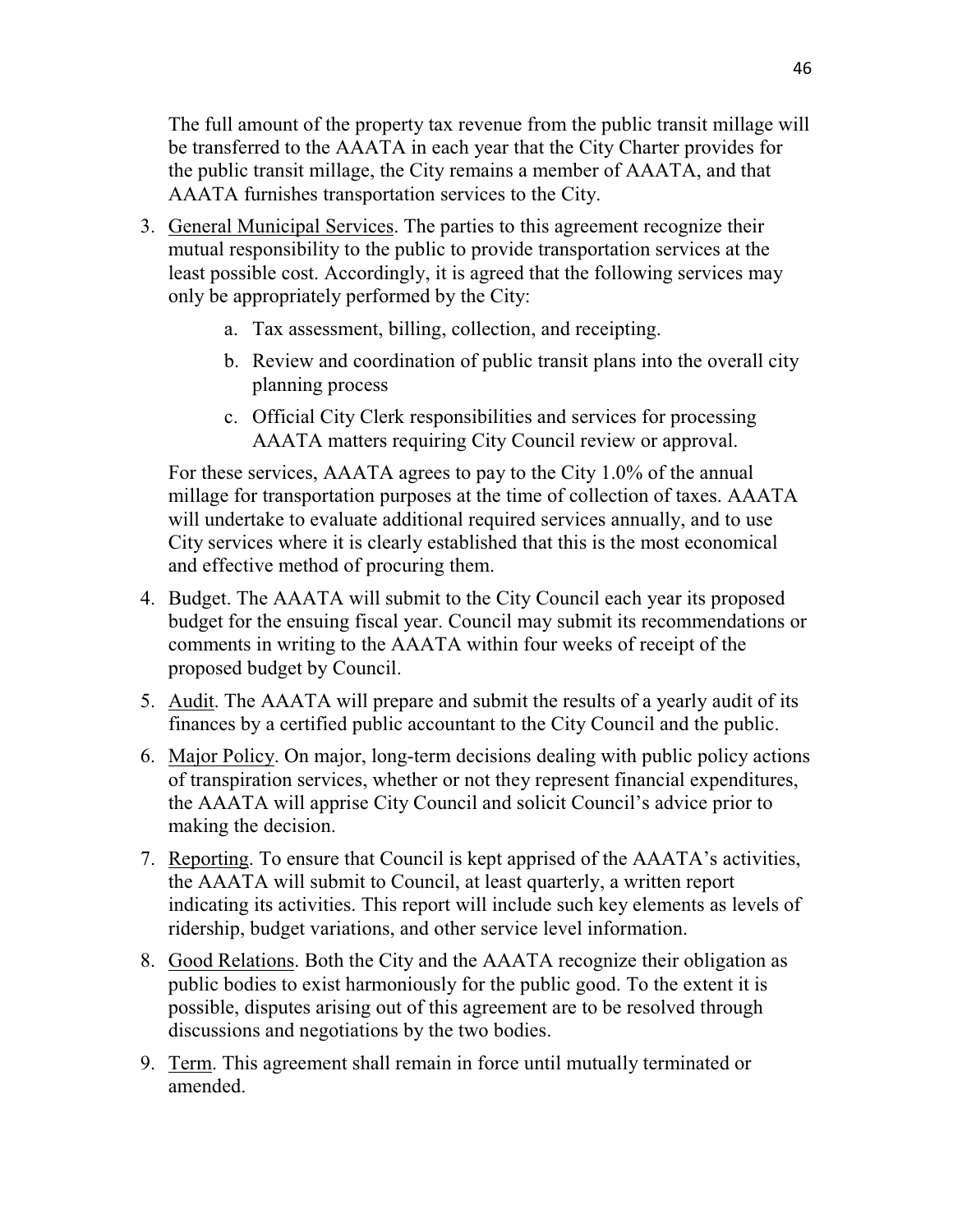The full amount of the property tax revenue from the public transit millage will be transferred to the AAATA in each year that the City Charter provides for the public transit millage, the City remains a member of AAATA, and that AAATA furnishes transportation services to the City.

3. General Municipal Services. The parties to this agreement recognize their mutual responsibility to the public to provide transportation services at the least possible cost. Accordingly, it is agreed that the following services may only be appropriately performed by the City:

    a. Tax assessment, billing, collection, and receipting.

    b. Review and coordination of public transit plans into the overall city planning process

    c. Official City Clerk responsibilities and services for processing AAATA matters requiring City Council review or approval.

    For these services, AAATA agrees to pay to the City 1.0% of the annual millage for transportation purposes at the time of collection of taxes. AAATA will undertake to evaluate additional required services annually, and to use City services where it is clearly established that this is the most economical and effective method of procuring them.

4. Budget. The AAATA will submit to the City Council each year its proposed budget for the ensuing fiscal year. Council may submit its recommendations or comments in writing to the AAATA within four weeks of receipt of the proposed budget by Council.

5. Audit. The AAATA will prepare and submit the results of a yearly audit of its finances by a certified public accountant to the City Council and the public.

6. Major Policy. On major, long-term decisions dealing with public policy actions of transpiration services, whether or not they represent financial expenditures, the AAATA will apprise City Council and solicit Council's advice prior to making the decision.

7. Reporting. To ensure that Council is kept apprised of the AAATA's activities, the AAATA will submit to Council, at least quarterly, a written report indicating its activities. This report will include such key elements as levels of ridership, budget variations, and other service level information.

8. Good Relations. Both the City and the AAATA recognize their obligation as public bodies to exist harmoniously for the public good. To the extent it is possible, disputes arising out of this agreement are to be resolved through discussions and negotiations by the two bodies.

9. Term. This agreement shall remain in force until mutually terminated or amended.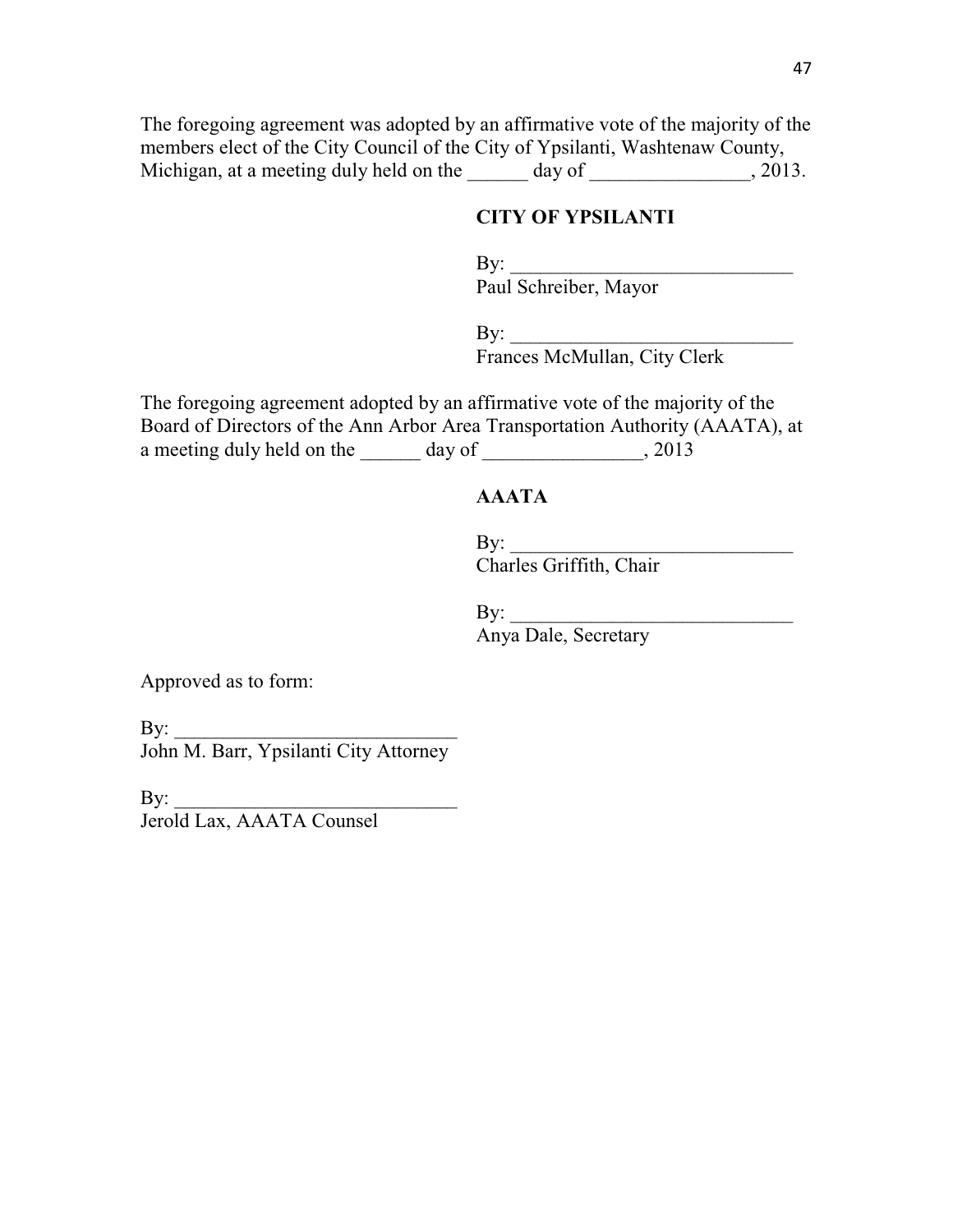The foregoing agreement was adopted by an affirmative vote of the majority of the members elect of the City Council of the City of Ypsilanti, Washtenaw County, Michigan, at a meeting duly held on the ______ day of ________________, 2013.

**CITY OF YPSILANTI**

By: _____________________________
Paul Schreiber, Mayor

By: _____________________________
Frances McMullan, City Clerk

The foregoing agreement adopted by an affirmative vote of the majority of the Board of Directors of the Ann Arbor Area Transportation Authority (AAATA), at a meeting duly held on the ______ day of ________________, 2013

**AAATA**

By: _____________________________
Charles Griffith, Chair

By: _____________________________
Anya Dale, Secretary

Approved as to form:

By: _____________________________
John M. Barr, Ypsilanti City Attorney

By: _____________________________
Jerold Lax, AAATA Counsel